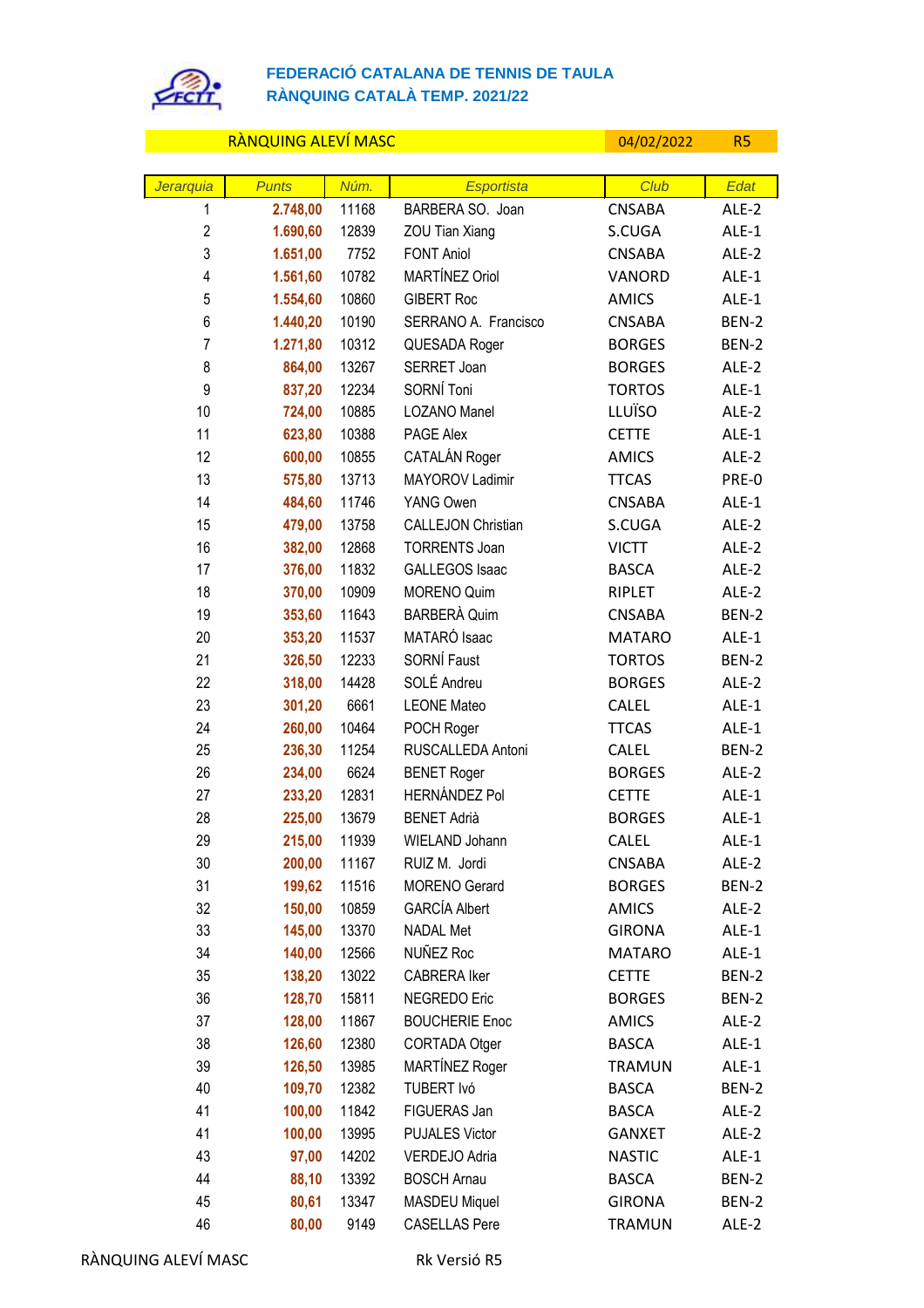# FEDERACIÓ CATALANA DE TENNIS DE TAULA
## RÀNQUING CATALÀ TEMP. 2021/22

**RÀNQUING ALEVÍ MASC** — 04/02/2022 — R5

| Jerarquia | Punts | Núm. | Esportista | Club | Edat |
|---|---|---|---|---|---|
| 1 | 2.748,00 | 11168 | BARBERA SO. Joan | CNSABA | ALE-2 |
| 2 | 1.690,60 | 12839 | ZOU Tian Xiang | S.CUGA | ALE-1 |
| 3 | 1.651,00 | 7752 | FONT Aniol | CNSABA | ALE-2 |
| 4 | 1.561,60 | 10782 | MARTÍNEZ Oriol | VANORD | ALE-1 |
| 5 | 1.554,60 | 10860 | GIBERT Roc | AMICS | ALE-1 |
| 6 | 1.440,20 | 10190 | SERRANO A. Francisco | CNSABA | BEN-2 |
| 7 | 1.271,80 | 10312 | QUESADA Roger | BORGES | BEN-2 |
| 8 | 864,00 | 13267 | SERRET Joan | BORGES | ALE-2 |
| 9 | 837,20 | 12234 | SORNÍ Toni | TORTOS | ALE-1 |
| 10 | 724,00 | 10885 | LOZANO Manel | LLUÏSO | ALE-2 |
| 11 | 623,80 | 10388 | PAGE Alex | CETTE | ALE-1 |
| 12 | 600,00 | 10855 | CATALÁN Roger | AMICS | ALE-2 |
| 13 | 575,80 | 13713 | MAYOROV Ladimir | TTCAS | PRE-0 |
| 14 | 484,60 | 11746 | YANG Owen | CNSABA | ALE-1 |
| 15 | 479,00 | 13758 | CALLEJON Christian | S.CUGA | ALE-2 |
| 16 | 382,00 | 12868 | TORRENTS Joan | VICTT | ALE-2 |
| 17 | 376,00 | 11832 | GALLEGOS Isaac | BASCA | ALE-2 |
| 18 | 370,00 | 10909 | MORENO Quim | RIPLET | ALE-2 |
| 19 | 353,60 | 11643 | BARBERÀ Quim | CNSABA | BEN-2 |
| 20 | 353,20 | 11537 | MATARÓ Isaac | MATARO | ALE-1 |
| 21 | 326,50 | 12233 | SORNÍ Faust | TORTOS | BEN-2 |
| 22 | 318,00 | 14428 | SOLÉ Andreu | BORGES | ALE-2 |
| 23 | 301,20 | 6661 | LEONE Mateo | CALEL | ALE-1 |
| 24 | 260,00 | 10464 | POCH Roger | TTCAS | ALE-1 |
| 25 | 236,30 | 11254 | RUSCALLEDA Antoni | CALEL | BEN-2 |
| 26 | 234,00 | 6624 | BENET Roger | BORGES | ALE-2 |
| 27 | 233,20 | 12831 | HERNÁNDEZ Pol | CETTE | ALE-1 |
| 28 | 225,00 | 13679 | BENET Adrià | BORGES | ALE-1 |
| 29 | 215,00 | 11939 | WIELAND Johann | CALEL | ALE-1 |
| 30 | 200,00 | 11167 | RUIZ M. Jordi | CNSABA | ALE-2 |
| 31 | 199,62 | 11516 | MORENO Gerard | BORGES | BEN-2 |
| 32 | 150,00 | 10859 | GARCÍA Albert | AMICS | ALE-2 |
| 33 | 145,00 | 13370 | NADAL Met | GIRONA | ALE-1 |
| 34 | 140,00 | 12566 | NUÑEZ Roc | MATARO | ALE-1 |
| 35 | 138,20 | 13022 | CABRERA Iker | CETTE | BEN-2 |
| 36 | 128,70 | 15811 | NEGREDO Eric | BORGES | BEN-2 |
| 37 | 128,00 | 11867 | BOUCHERIE Enoc | AMICS | ALE-2 |
| 38 | 126,60 | 12380 | CORTADA Otger | BASCA | ALE-1 |
| 39 | 126,50 | 13985 | MARTÍNEZ Roger | TRAMUN | ALE-1 |
| 40 | 109,70 | 12382 | TUBERT Ivó | BASCA | BEN-2 |
| 41 | 100,00 | 11842 | FIGUERAS Jan | BASCA | ALE-2 |
| 41 | 100,00 | 13995 | PUJALES Victor | GANXET | ALE-2 |
| 43 | 97,00 | 14202 | VERDEJO Adria | NASTIC | ALE-1 |
| 44 | 88,10 | 13392 | BOSCH Arnau | BASCA | BEN-2 |
| 45 | 80,61 | 13347 | MASDEU Miquel | GIRONA | BEN-2 |
| 46 | 80,00 | 9149 | CASELLAS Pere | TRAMUN | ALE-2 |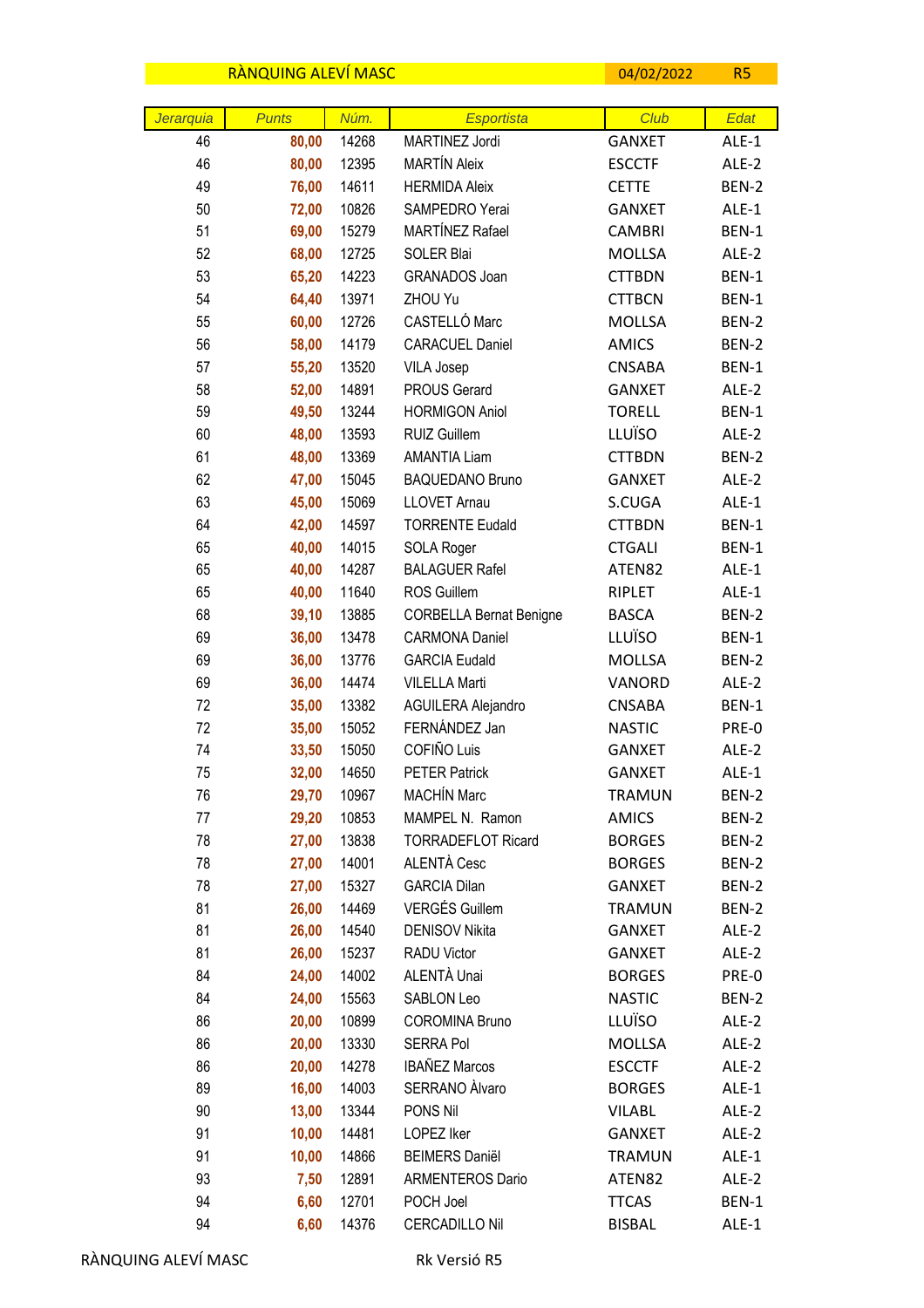RÀNQUING ALEVÍ MASC | 04/02/2022 | R5

| Jerarquia | Punts | Núm. | Esportista | Club | Edat |
|---|---|---|---|---|---|
| 46 | 80,00 | 14268 | MARTINEZ Jordi | GANXET | ALE-1 |
| 46 | 80,00 | 12395 | MARTÍN Aleix | ESCCTF | ALE-2 |
| 49 | 76,00 | 14611 | HERMIDA Aleix | CETTE | BEN-2 |
| 50 | 72,00 | 10826 | SAMPEDRO Yerai | GANXET | ALE-1 |
| 51 | 69,00 | 15279 | MARTÍNEZ Rafael | CAMBRI | BEN-1 |
| 52 | 68,00 | 12725 | SOLER Blai | MOLLSA | ALE-2 |
| 53 | 65,20 | 14223 | GRANADOS Joan | CTTBDN | BEN-1 |
| 54 | 64,40 | 13971 | ZHOU Yu | CTTBCN | BEN-1 |
| 55 | 60,00 | 12726 | CASTELLÓ Marc | MOLLSA | BEN-2 |
| 56 | 58,00 | 14179 | CARACUEL Daniel | AMICS | BEN-2 |
| 57 | 55,20 | 13520 | VILA Josep | CNSABA | BEN-1 |
| 58 | 52,00 | 14891 | PROUS Gerard | GANXET | ALE-2 |
| 59 | 49,50 | 13244 | HORMIGON Aniol | TORELL | BEN-1 |
| 60 | 48,00 | 13593 | RUIZ Guillem | LLUÏSO | ALE-2 |
| 61 | 48,00 | 13369 | AMANTIA Liam | CTTBDN | BEN-2 |
| 62 | 47,00 | 15045 | BAQUEDANO Bruno | GANXET | ALE-2 |
| 63 | 45,00 | 15069 | LLOVET Arnau | S.CUGA | ALE-1 |
| 64 | 42,00 | 14597 | TORRENTE Eudald | CTTBDN | BEN-1 |
| 65 | 40,00 | 14015 | SOLA Roger | CTGALI | BEN-1 |
| 65 | 40,00 | 14287 | BALAGUER Rafel | ATEN82 | ALE-1 |
| 65 | 40,00 | 11640 | ROS Guillem | RIPLET | ALE-1 |
| 68 | 39,10 | 13885 | CORBELLA Bernat Benigne | BASCA | BEN-2 |
| 69 | 36,00 | 13478 | CARMONA Daniel | LLUÏSO | BEN-1 |
| 69 | 36,00 | 13776 | GARCIA Eudald | MOLLSA | BEN-2 |
| 69 | 36,00 | 14474 | VILELLA Marti | VANORD | ALE-2 |
| 72 | 35,00 | 13382 | AGUILERA Alejandro | CNSABA | BEN-1 |
| 72 | 35,00 | 15052 | FERNÁNDEZ Jan | NASTIC | PRE-0 |
| 74 | 33,50 | 15050 | COFIÑO Luis | GANXET | ALE-2 |
| 75 | 32,00 | 14650 | PETER Patrick | GANXET | ALE-1 |
| 76 | 29,70 | 10967 | MACHÍN Marc | TRAMUN | BEN-2 |
| 77 | 29,20 | 10853 | MAMPEL N. Ramon | AMICS | BEN-2 |
| 78 | 27,00 | 13838 | TORRADEFLOT Ricard | BORGES | BEN-2 |
| 78 | 27,00 | 14001 | ALENTÀ Cesc | BORGES | BEN-2 |
| 78 | 27,00 | 15327 | GARCIA Dilan | GANXET | BEN-2 |
| 81 | 26,00 | 14469 | VERGÉS Guillem | TRAMUN | BEN-2 |
| 81 | 26,00 | 14540 | DENISOV Nikita | GANXET | ALE-2 |
| 81 | 26,00 | 15237 | RADU Victor | GANXET | ALE-2 |
| 84 | 24,00 | 14002 | ALENTÀ Unai | BORGES | PRE-0 |
| 84 | 24,00 | 15563 | SABLON Leo | NASTIC | BEN-2 |
| 86 | 20,00 | 10899 | COROMINA Bruno | LLUÏSO | ALE-2 |
| 86 | 20,00 | 13330 | SERRA Pol | MOLLSA | ALE-2 |
| 86 | 20,00 | 14278 | IBAÑEZ Marcos | ESCCTF | ALE-2 |
| 89 | 16,00 | 14003 | SERRANO Àlvaro | BORGES | ALE-1 |
| 90 | 13,00 | 13344 | PONS Nil | VILABL | ALE-2 |
| 91 | 10,00 | 14481 | LOPEZ Iker | GANXET | ALE-2 |
| 91 | 10,00 | 14866 | BEIMERS Daniël | TRAMUN | ALE-1 |
| 93 | 7,50 | 12891 | ARMENTEROS Dario | ATEN82 | ALE-2 |
| 94 | 6,60 | 12701 | POCH Joel | TTCAS | BEN-1 |
| 94 | 6,60 | 14376 | CERCADILLO Nil | BISBAL | ALE-1 |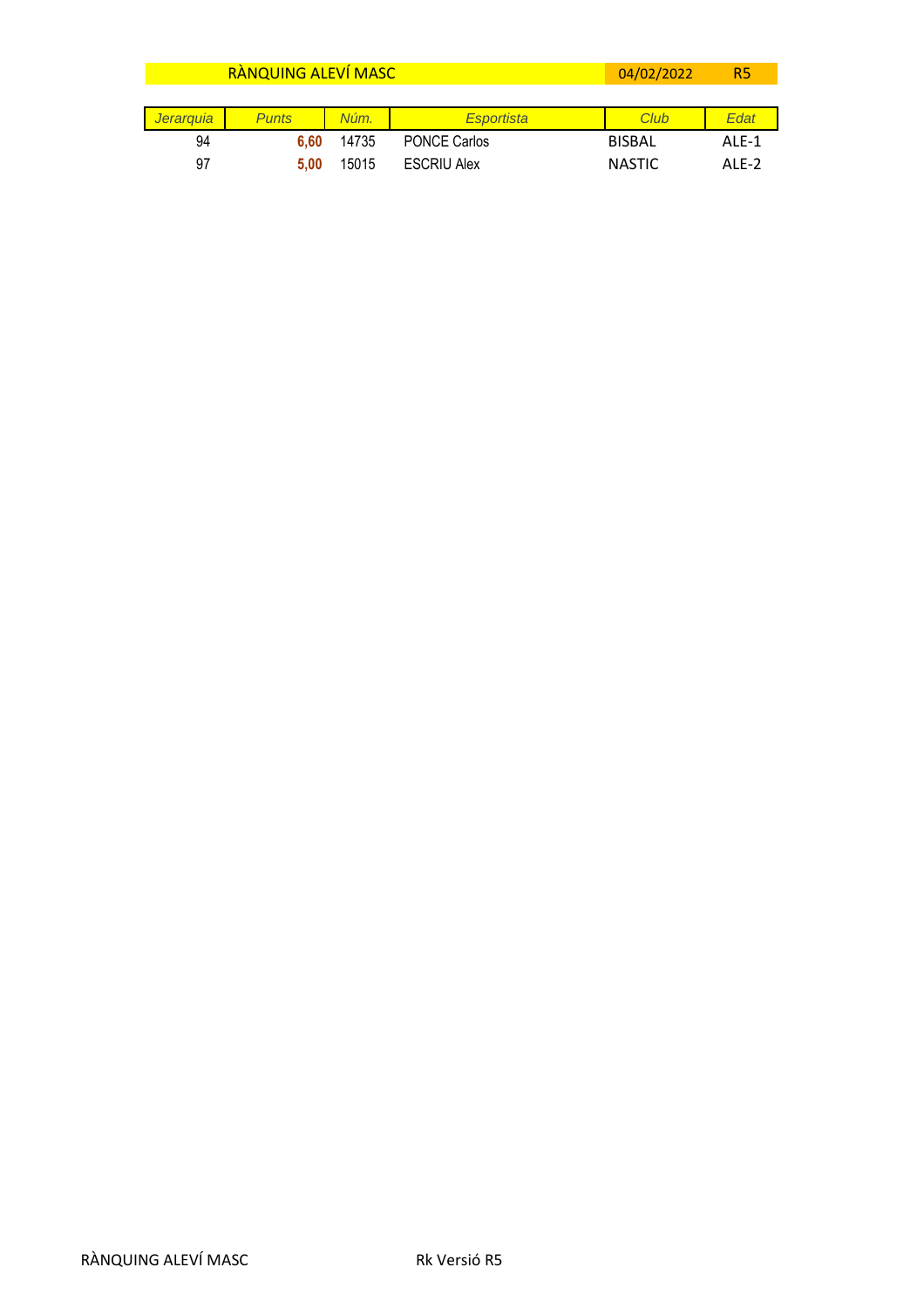RÀNQUING ALEVÍ MASC 04/02/2022 R5

| Jerarquia | Punts | Núm. | Esportista | Club | Edat |
|---|---|---|---|---|---|
| 94 | 6,60 | 14735 | PONCE Carlos | BISBAL | ALE-1 |
| 97 | 5,00 | 15015 | ESCRIU Alex | NASTIC | ALE-2 |